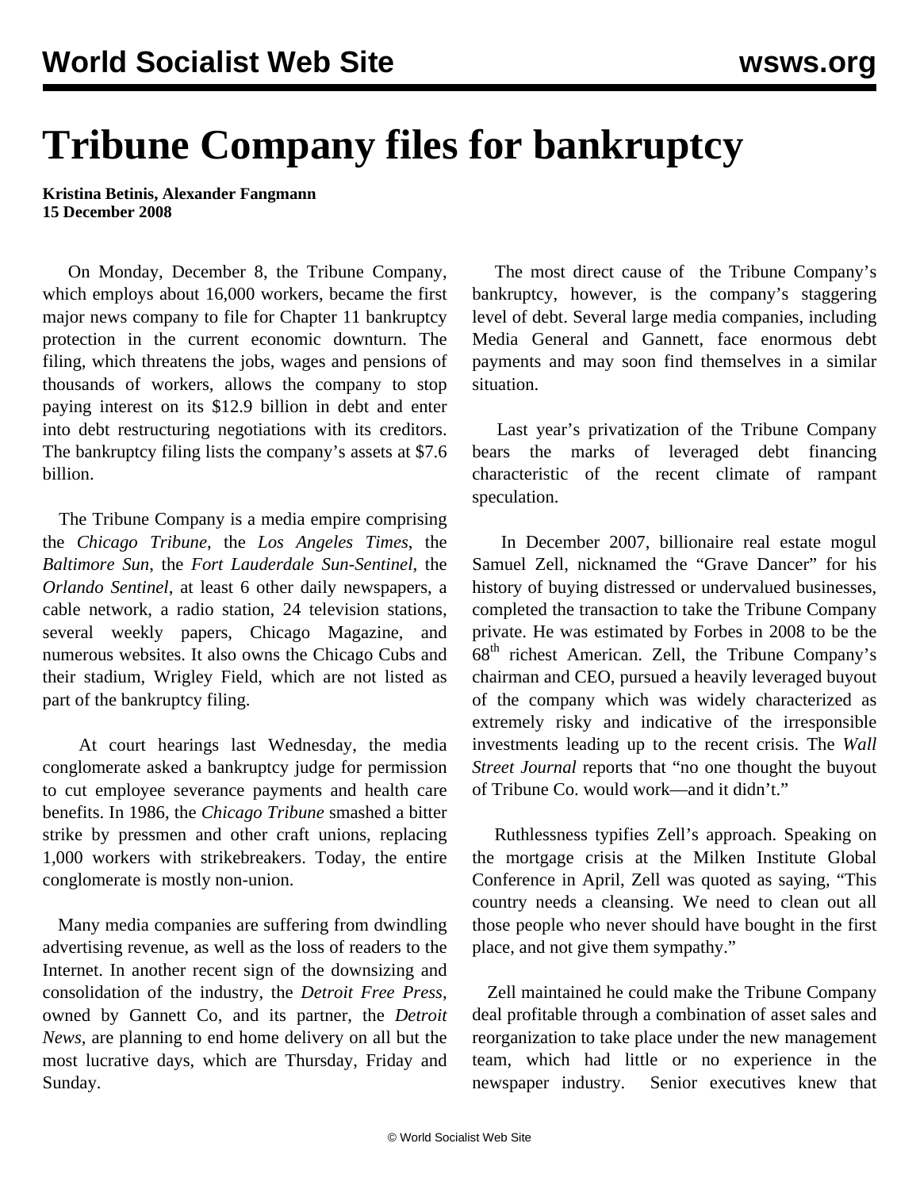# Tribune Company files for bankruptcy

**Kristina Betinis, Alexander Fangmann**
**15 December 2008**

On Monday, December 8, the Tribune Company, which employs about 16,000 workers, became the first major news company to file for Chapter 11 bankruptcy protection in the current economic downturn. The filing, which threatens the jobs, wages and pensions of thousands of workers, allows the company to stop paying interest on its $12.9 billion in debt and enter into debt restructuring negotiations with its creditors. The bankruptcy filing lists the company's assets at $7.6 billion.

The Tribune Company is a media empire comprising the *Chicago Tribune*, the *Los Angeles Times*, the *Baltimore Sun*, the *Fort Lauderdale Sun-Sentinel*, the *Orlando Sentinel*, at least 6 other daily newspapers, a cable network, a radio station, 24 television stations, several weekly papers, Chicago Magazine, and numerous websites. It also owns the Chicago Cubs and their stadium, Wrigley Field, which are not listed as part of the bankruptcy filing.

At court hearings last Wednesday, the media conglomerate asked a bankruptcy judge for permission to cut employee severance payments and health care benefits. In 1986, the *Chicago Tribune* smashed a bitter strike by pressmen and other craft unions, replacing 1,000 workers with strikebreakers. Today, the entire conglomerate is mostly non-union.

Many media companies are suffering from dwindling advertising revenue, as well as the loss of readers to the Internet. In another recent sign of the downsizing and consolidation of the industry, the *Detroit Free Press*, owned by Gannett Co, and its partner, the *Detroit News*, are planning to end home delivery on all but the most lucrative days, which are Thursday, Friday and Sunday.

The most direct cause of the Tribune Company's bankruptcy, however, is the company's staggering level of debt. Several large media companies, including Media General and Gannett, face enormous debt payments and may soon find themselves in a similar situation.

Last year's privatization of the Tribune Company bears the marks of leveraged debt financing characteristic of the recent climate of rampant speculation.

In December 2007, billionaire real estate mogul Samuel Zell, nicknamed the "Grave Dancer" for his history of buying distressed or undervalued businesses, completed the transaction to take the Tribune Company private. He was estimated by Forbes in 2008 to be the 68th richest American. Zell, the Tribune Company's chairman and CEO, pursued a heavily leveraged buyout of the company which was widely characterized as extremely risky and indicative of the irresponsible investments leading up to the recent crisis. The *Wall Street Journal* reports that "no one thought the buyout of Tribune Co. would work—and it didn't."

Ruthlessness typifies Zell's approach. Speaking on the mortgage crisis at the Milken Institute Global Conference in April, Zell was quoted as saying, "This country needs a cleansing. We need to clean out all those people who never should have bought in the first place, and not give them sympathy."

Zell maintained he could make the Tribune Company deal profitable through a combination of asset sales and reorganization to take place under the new management team, which had little or no experience in the newspaper industry. Senior executives knew that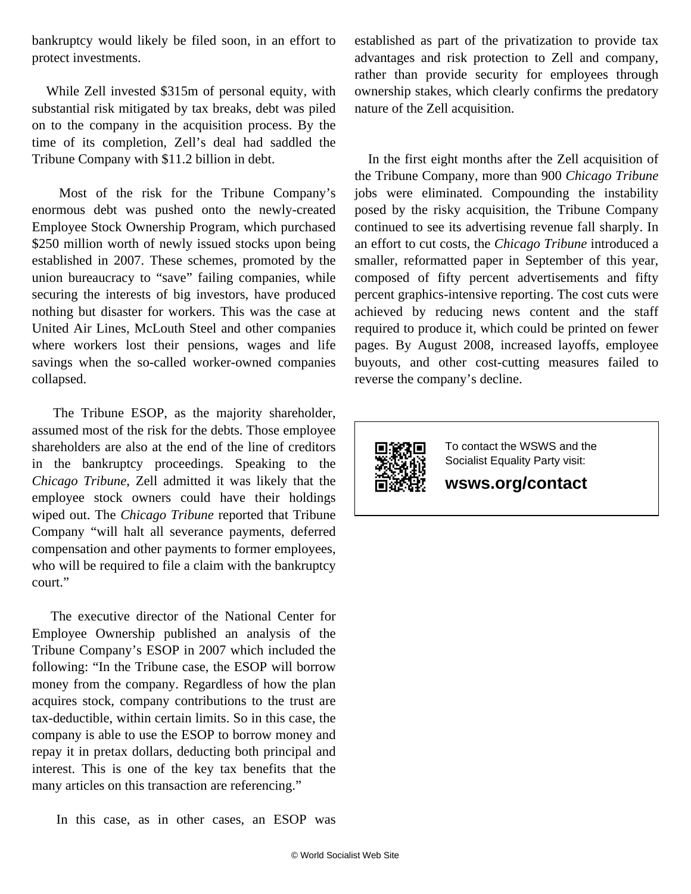bankruptcy would likely be filed soon, in an effort to protect investments.

While Zell invested $315m of personal equity, with substantial risk mitigated by tax breaks, debt was piled on to the company in the acquisition process. By the time of its completion, Zell's deal had saddled the Tribune Company with $11.2 billion in debt.

Most of the risk for the Tribune Company's enormous debt was pushed onto the newly-created Employee Stock Ownership Program, which purchased $250 million worth of newly issued stocks upon being established in 2007. These schemes, promoted by the union bureaucracy to "save" failing companies, while securing the interests of big investors, have produced nothing but disaster for workers. This was the case at United Air Lines, McLouth Steel and other companies where workers lost their pensions, wages and life savings when the so-called worker-owned companies collapsed.

The Tribune ESOP, as the majority shareholder, assumed most of the risk for the debts. Those employee shareholders are also at the end of the line of creditors in the bankruptcy proceedings. Speaking to the *Chicago Tribune*, Zell admitted it was likely that the employee stock owners could have their holdings wiped out. The *Chicago Tribune* reported that Tribune Company "will halt all severance payments, deferred compensation and other payments to former employees, who will be required to file a claim with the bankruptcy court."

The executive director of the National Center for Employee Ownership published an analysis of the Tribune Company's ESOP in 2007 which included the following: "In the Tribune case, the ESOP will borrow money from the company. Regardless of how the plan acquires stock, company contributions to the trust are tax-deductible, within certain limits. So in this case, the company is able to use the ESOP to borrow money and repay it in pretax dollars, deducting both principal and interest. This is one of the key tax benefits that the many articles on this transaction are referencing."

In this case, as in other cases, an ESOP was established as part of the privatization to provide tax advantages and risk protection to Zell and company, rather than provide security for employees through ownership stakes, which clearly confirms the predatory nature of the Zell acquisition.

In the first eight months after the Zell acquisition of the Tribune Company, more than 900 *Chicago Tribune* jobs were eliminated. Compounding the instability posed by the risky acquisition, the Tribune Company continued to see its advertising revenue fall sharply. In an effort to cut costs, the *Chicago Tribune* introduced a smaller, reformatted paper in September of this year, composed of fifty percent advertisements and fifty percent graphics-intensive reporting. The cost cuts were achieved by reducing news content and the staff required to produce it, which could be printed on fewer pages. By August 2008, increased layoffs, employee buyouts, and other cost-cutting measures failed to reverse the company's decline.

To contact the WSWS and the Socialist Equality Party visit:

**wsws.org/contact**